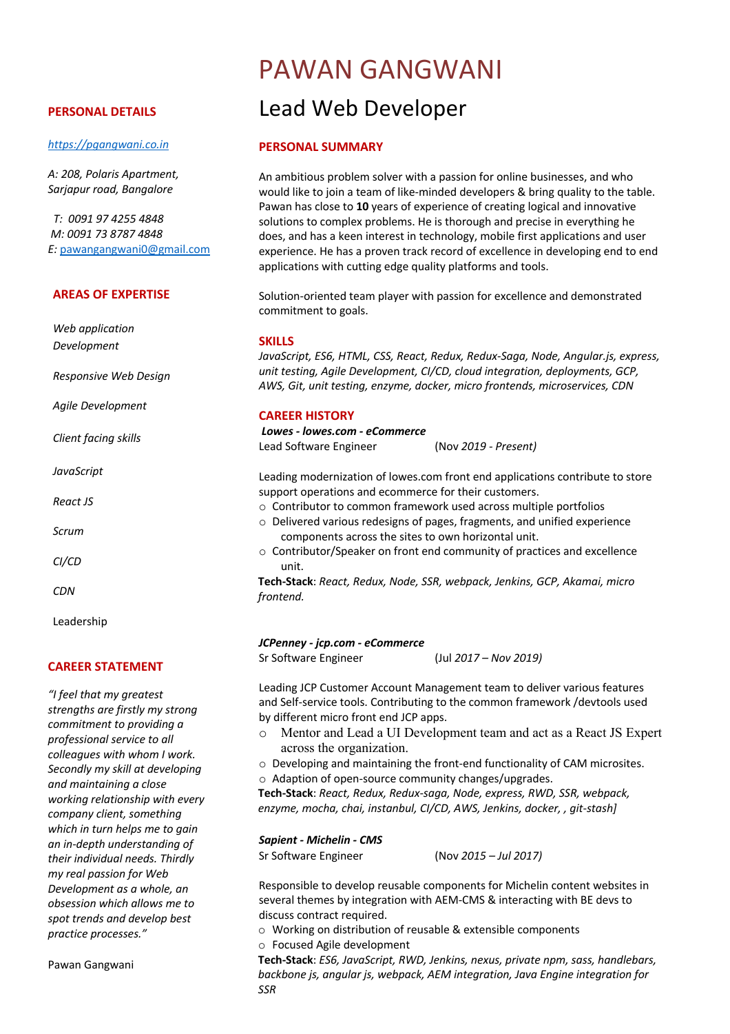# PAWAN GANGWANI

## Lead Web Developer

### PERSONAL DETAILS

[https://pgangwani.co.in](https://pgangwani.co.in)

*A: 208, Polaris Apartment, Sarjapur road, Bangalore*

*T: 0091 97 4255 4848*
*M: 0091 73 8787 4848*
*E:* pawangangwani0@gmail.com

### AREAS OF EXPERTISE

*Web application Development*

*Responsive Web Design*

*Agile Development*

*Client facing skills*

*JavaScript*

*React JS*

*Scrum*

*CI/CD*

*CDN*

Leadership

### CAREER STATEMENT

*"I feel that my greatest strengths are firstly my strong commitment to providing a professional service to all colleagues with whom I work. Secondly my skill at developing and maintaining a close working relationship with every company client, something which in turn helps me to gain an in-depth understanding of their individual needs. Thirdly my real passion for Web Development as a whole, an obsession which allows me to spot trends and develop best practice processes."*

Pawan Gangwani

### PERSONAL SUMMARY

An ambitious problem solver with a passion for online businesses, and who would like to join a team of like-minded developers & bring quality to the table. Pawan has close to **10** years of experience of creating logical and innovative solutions to complex problems. He is thorough and precise in everything he does, and has a keen interest in technology, mobile first applications and user experience. He has a proven track record of excellence in developing end to end applications with cutting edge quality platforms and tools.

Solution-oriented team player with passion for excellence and demonstrated commitment to goals.

### SKILLS

*JavaScript, ES6, HTML, CSS, React, Redux, Redux-Saga, Node, Angular.js, express, unit testing, Agile Development, CI/CD, cloud integration, deployments, GCP, AWS, Git, unit testing, enzyme, docker, micro frontends, microservices, CDN*

### CAREER HISTORY

***Lowes - lowes.com - eCommerce***
Lead Software Engineer (Nov *2019 - Present)*

Leading modernization of lowes.com front end applications contribute to store support operations and ecommerce for their customers.

- Contributor to common framework used across multiple portfolios
- Delivered various redesigns of pages, fragments, and unified experience components across the sites to own horizontal unit.
- Contributor/Speaker on front end community of practices and excellence unit.

**Tech-Stack**: *React, Redux, Node, SSR, webpack, Jenkins, GCP, Akamai, micro frontend.*

***JCPenney - jcp.com - eCommerce***
Sr Software Engineer (Jul *2017 – Nov 2019)*

Leading JCP Customer Account Management team to deliver various features and Self-service tools. Contributing to the common framework /devtools used by different micro front end JCP apps.

- Mentor and Lead a UI Development team and act as a React JS Expert across the organization.
- Developing and maintaining the front-end functionality of CAM microsites.
- Adaption of open-source community changes/upgrades.

**Tech-Stack**: *React, Redux, Redux-saga, Node, express, RWD, SSR, webpack, enzyme, mocha, chai, instanbul, CI/CD, AWS, Jenkins, docker, , git-stash]*

***Sapient - Michelin - CMS***
Sr Software Engineer (Nov *2015 – Jul 2017)*

Responsible to develop reusable components for Michelin content websites in several themes by integration with AEM-CMS & interacting with BE devs to discuss contract required.

- Working on distribution of reusable & extensible components
- Focused Agile development

**Tech-Stack**: *ES6, JavaScript, RWD, Jenkins, nexus, private npm, sass, handlebars, backbone js, angular js, webpack, AEM integration, Java Engine integration for SSR*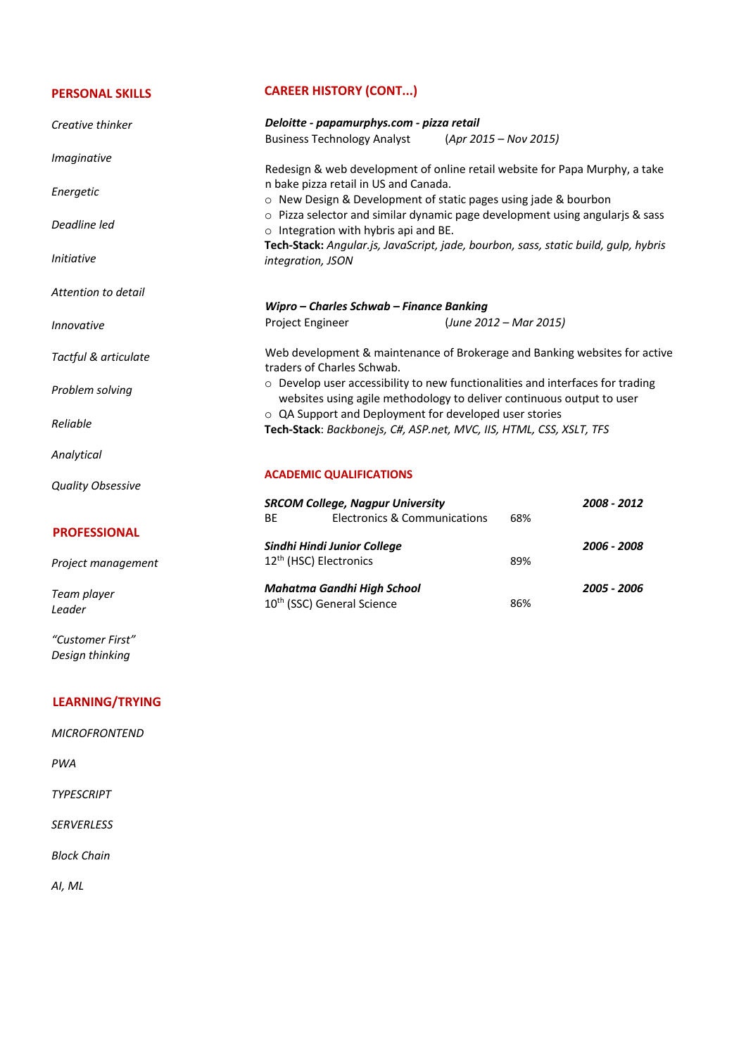## PERSONAL SKILLS

*Creative thinker*

*Imaginative*

*Energetic*

*Deadline led*

*Initiative*

*Attention to detail*

*Innovative*

*Tactful & articulate*

*Problem solving*

*Reliable*

*Analytical*

*Quality Obsessive*

## PROFESSIONAL

*Project management*

*Team player*
*Leader*

*"Customer First"*
*Design thinking*

## LEARNING/TRYING

*MICROFRONTEND*

*PWA*

*TYPESCRIPT*

*SERVERLESS*

*Block Chain*

*AI, ML*

## CAREER HISTORY (CONT...)

***Deloitte - papamurphys.com - pizza retail***
Business Technology Analyst (*Apr 2015 – Nov 2015)*

Redesign & web development of online retail website for Papa Murphy, a take n bake pizza retail in US and Canada.

- New Design & Development of static pages using jade & bourbon
- Pizza selector and similar dynamic page development using angularjs & sass
- Integration with hybris api and BE.

**Tech-Stack:** *Angular.js, JavaScript, jade, bourbon, sass, static build, gulp, hybris integration, JSON*

***Wipro – Charles Schwab – Finance Banking***
Project Engineer (*June 2012 – Mar 2015)*

Web development & maintenance of Brokerage and Banking websites for active traders of Charles Schwab.

- Develop user accessibility to new functionalities and interfaces for trading websites using agile methodology to deliver continuous output to user
- QA Support and Deployment for developed user stories

**Tech-Stack**: *Backbonejs, C#, ASP.net, MVC, IIS, HTML, CSS, XSLT, TFS*

## ACADEMIC QUALIFICATIONS

| | | | |
|---|---|---|---|
| ***SRCOM College, Nagpur University*** | | | ***2008 - 2012*** |
| BE | Electronics & Communications | 68% | |
| ***Sindhi Hindi Junior College*** | | | ***2006 - 2008*** |
| 12th (HSC) Electronics | | 89% | |
| ***Mahatma Gandhi High School*** | | | ***2005 - 2006*** |
| 10th (SSC) General Science | | 86% | |